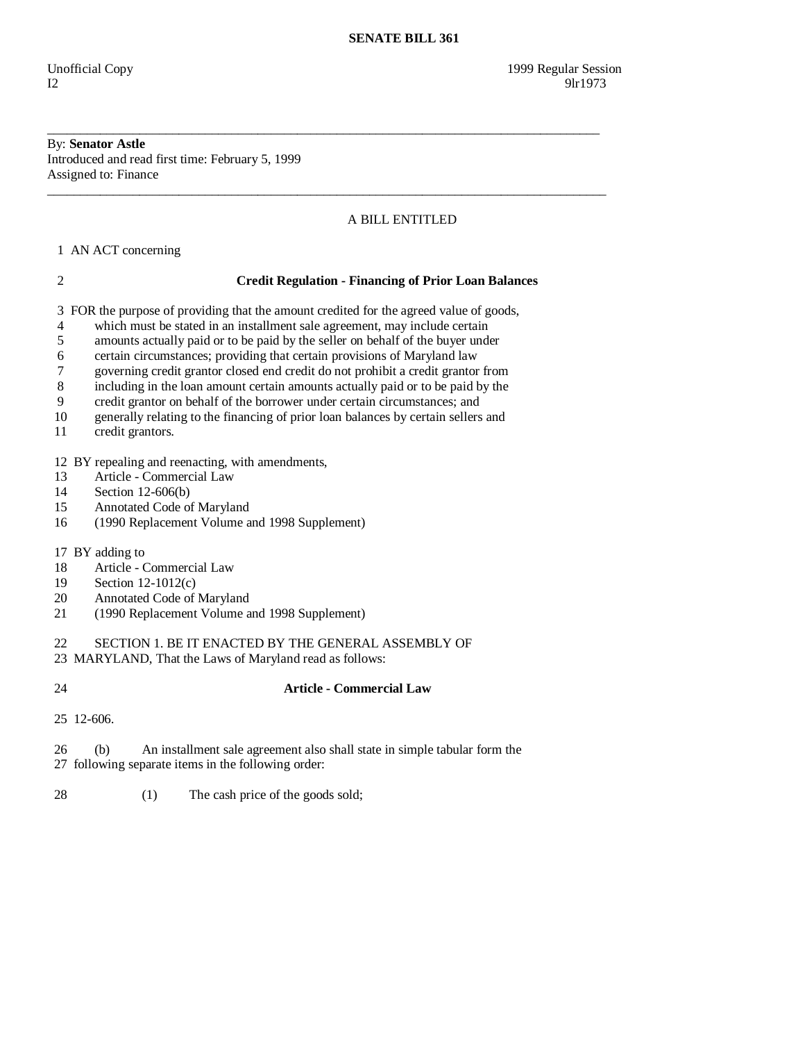# SENATE BILL 361

Unofficial Copy 1999 Regular Session
I2 9lr1973

---

By: **Senator Astle**
Introduced and read first time: February 5, 1999
Assigned to: Finance

---

A BILL ENTITLED

1 AN ACT concerning

2 **Credit Regulation - Financing of Prior Loan Balances**

3 FOR the purpose of providing that the amount credited for the agreed value of goods,
4 which must be stated in an installment sale agreement, may include certain
5 amounts actually paid or to be paid by the seller on behalf of the buyer under
6 certain circumstances; providing that certain provisions of Maryland law
7 governing credit grantor closed end credit do not prohibit a credit grantor from
8 including in the loan amount certain amounts actually paid or to be paid by the
9 credit grantor on behalf of the borrower under certain circumstances; and
10 generally relating to the financing of prior loan balances by certain sellers and
11 credit grantors.

12 BY repealing and reenacting, with amendments,
13 Article - Commercial Law
14 Section 12-606(b)
15 Annotated Code of Maryland
16 (1990 Replacement Volume and 1998 Supplement)

17 BY adding to
18 Article - Commercial Law
19 Section 12-1012(c)
20 Annotated Code of Maryland
21 (1990 Replacement Volume and 1998 Supplement)

22 SECTION 1. BE IT ENACTED BY THE GENERAL ASSEMBLY OF
23 MARYLAND, That the Laws of Maryland read as follows:

24 **Article - Commercial Law**

25 12-606.

26 (b) An installment sale agreement also shall state in simple tabular form the
27 following separate items in the following order:

28 (1) The cash price of the goods sold;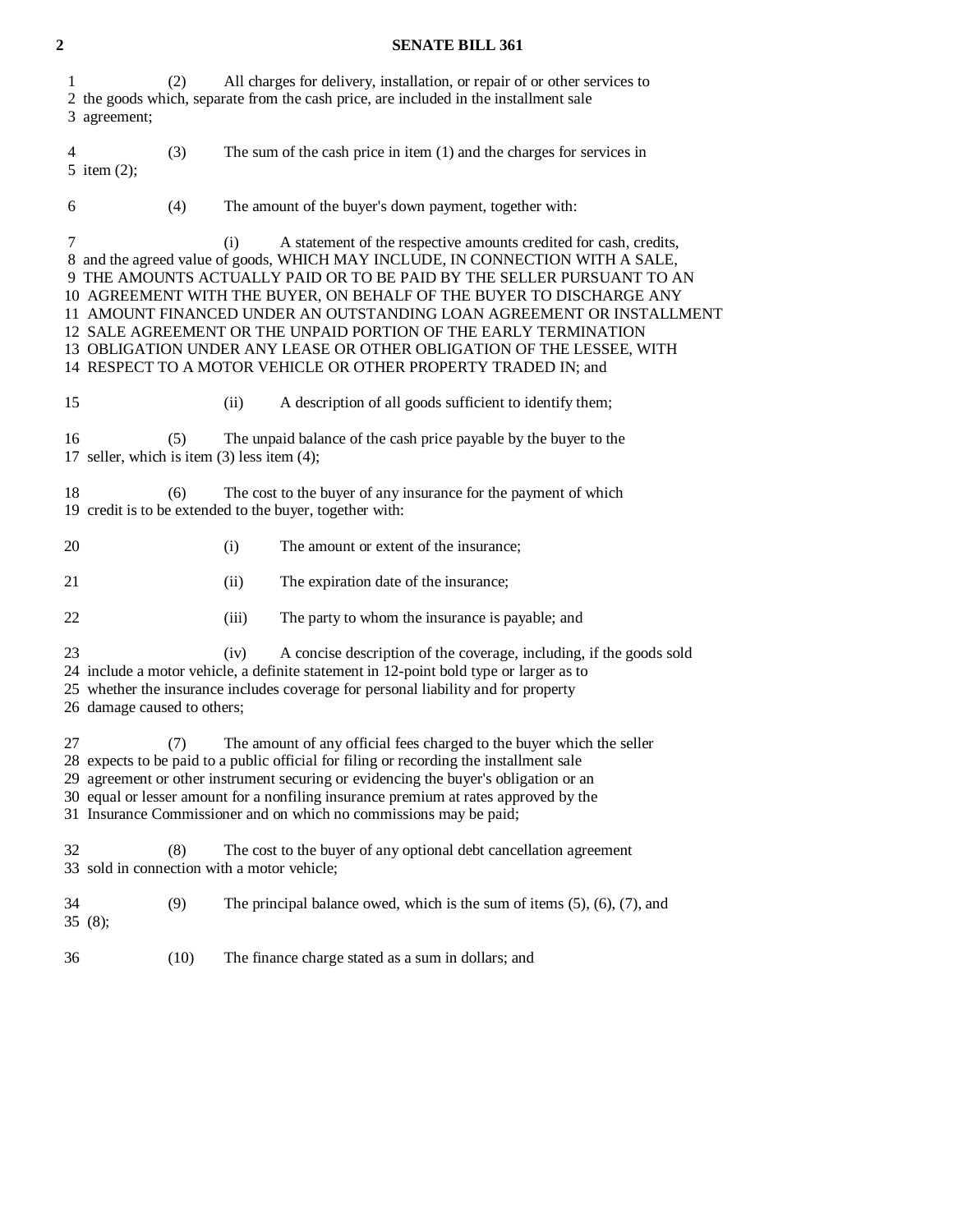(2) All charges for delivery, installation, or repair of or other services to the goods which, separate from the cash price, are included in the installment sale agreement;

(3) The sum of the cash price in item (1) and the charges for services in item (2);

(4) The amount of the buyer's down payment, together with:

(i) A statement of the respective amounts credited for cash, credits, and the agreed value of goods, WHICH MAY INCLUDE, IN CONNECTION WITH A SALE, THE AMOUNTS ACTUALLY PAID OR TO BE PAID BY THE SELLER PURSUANT TO AN AGREEMENT WITH THE BUYER, ON BEHALF OF THE BUYER TO DISCHARGE ANY AMOUNT FINANCED UNDER AN OUTSTANDING LOAN AGREEMENT OR INSTALLMENT SALE AGREEMENT OR THE UNPAID PORTION OF THE EARLY TERMINATION OBLIGATION UNDER ANY LEASE OR OTHER OBLIGATION OF THE LESSEE, WITH RESPECT TO A MOTOR VEHICLE OR OTHER PROPERTY TRADED IN; and

(ii) A description of all goods sufficient to identify them;

(5) The unpaid balance of the cash price payable by the buyer to the seller, which is item (3) less item (4);

(6) The cost to the buyer of any insurance for the payment of which credit is to be extended to the buyer, together with:

(i) The amount or extent of the insurance;

(ii) The expiration date of the insurance;

(iii) The party to whom the insurance is payable; and

(iv) A concise description of the coverage, including, if the goods sold include a motor vehicle, a definite statement in 12-point bold type or larger as to whether the insurance includes coverage for personal liability and for property damage caused to others;

(7) The amount of any official fees charged to the buyer which the seller expects to be paid to a public official for filing or recording the installment sale agreement or other instrument securing or evidencing the buyer's obligation or an equal or lesser amount for a nonfiling insurance premium at rates approved by the Insurance Commissioner and on which no commissions may be paid;

(8) The cost to the buyer of any optional debt cancellation agreement sold in connection with a motor vehicle;

(9) The principal balance owed, which is the sum of items (5), (6), (7), and (8);

(10) The finance charge stated as a sum in dollars; and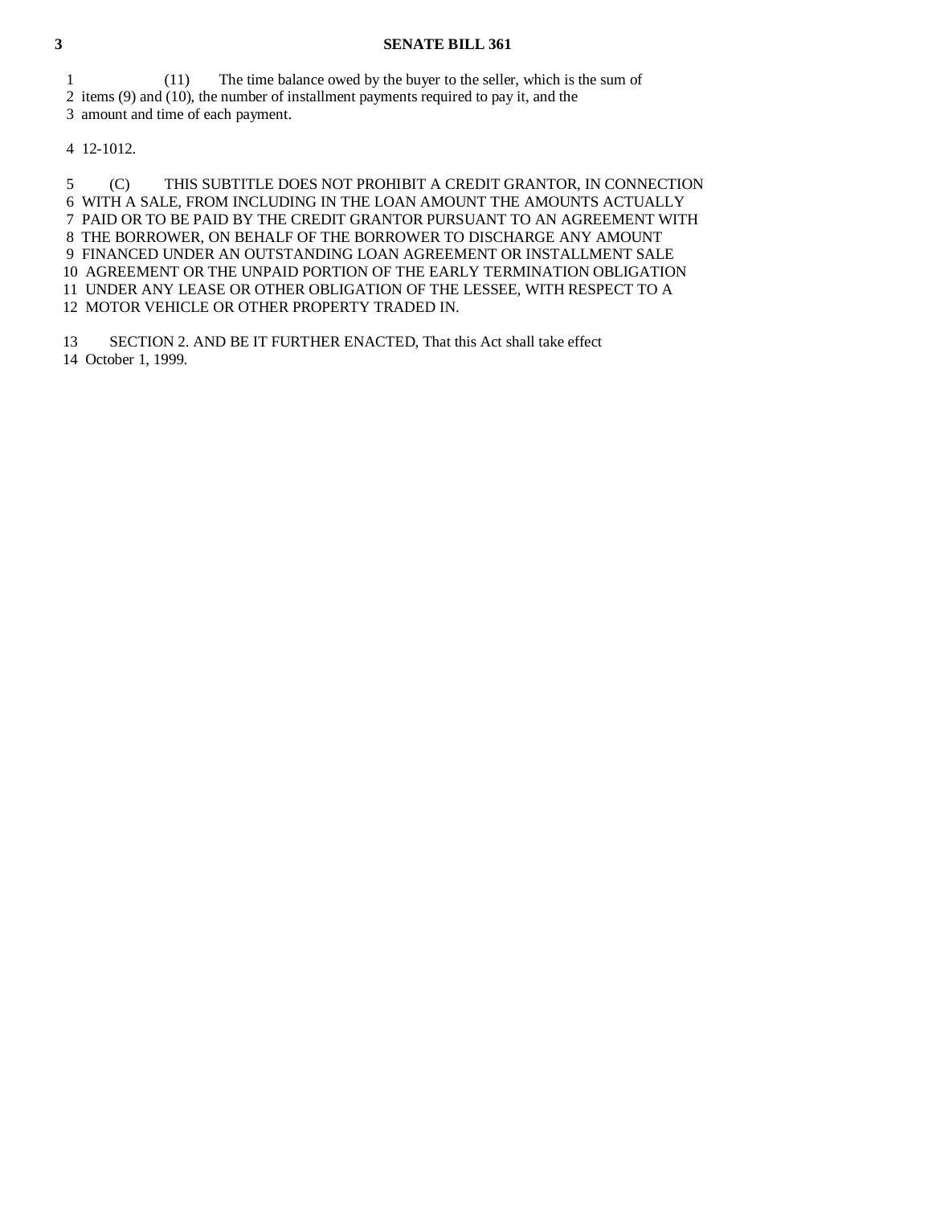(11) The time balance owed by the buyer to the seller, which is the sum of items (9) and (10), the number of installment payments required to pay it, and the amount and time of each payment.

12-1012.

(C) THIS SUBTITLE DOES NOT PROHIBIT A CREDIT GRANTOR, IN CONNECTION WITH A SALE, FROM INCLUDING IN THE LOAN AMOUNT THE AMOUNTS ACTUALLY PAID OR TO BE PAID BY THE CREDIT GRANTOR PURSUANT TO AN AGREEMENT WITH THE BORROWER, ON BEHALF OF THE BORROWER TO DISCHARGE ANY AMOUNT FINANCED UNDER AN OUTSTANDING LOAN AGREEMENT OR INSTALLMENT SALE AGREEMENT OR THE UNPAID PORTION OF THE EARLY TERMINATION OBLIGATION UNDER ANY LEASE OR OTHER OBLIGATION OF THE LESSEE, WITH RESPECT TO A MOTOR VEHICLE OR OTHER PROPERTY TRADED IN.

SECTION 2. AND BE IT FURTHER ENACTED, That this Act shall take effect October 1, 1999.